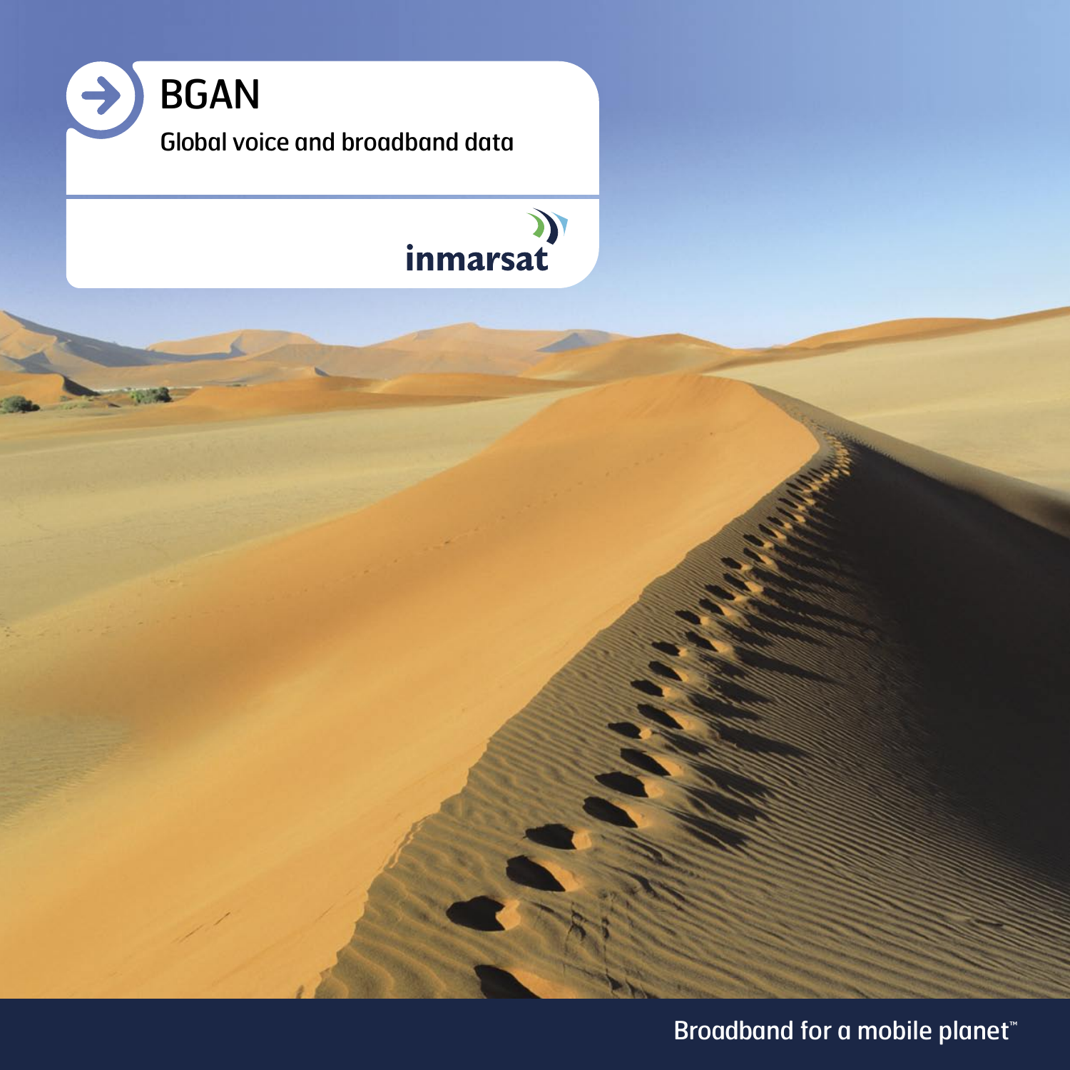# BGAN

Global voice and broadband data

inmarsat

Broadband for a mobile planet™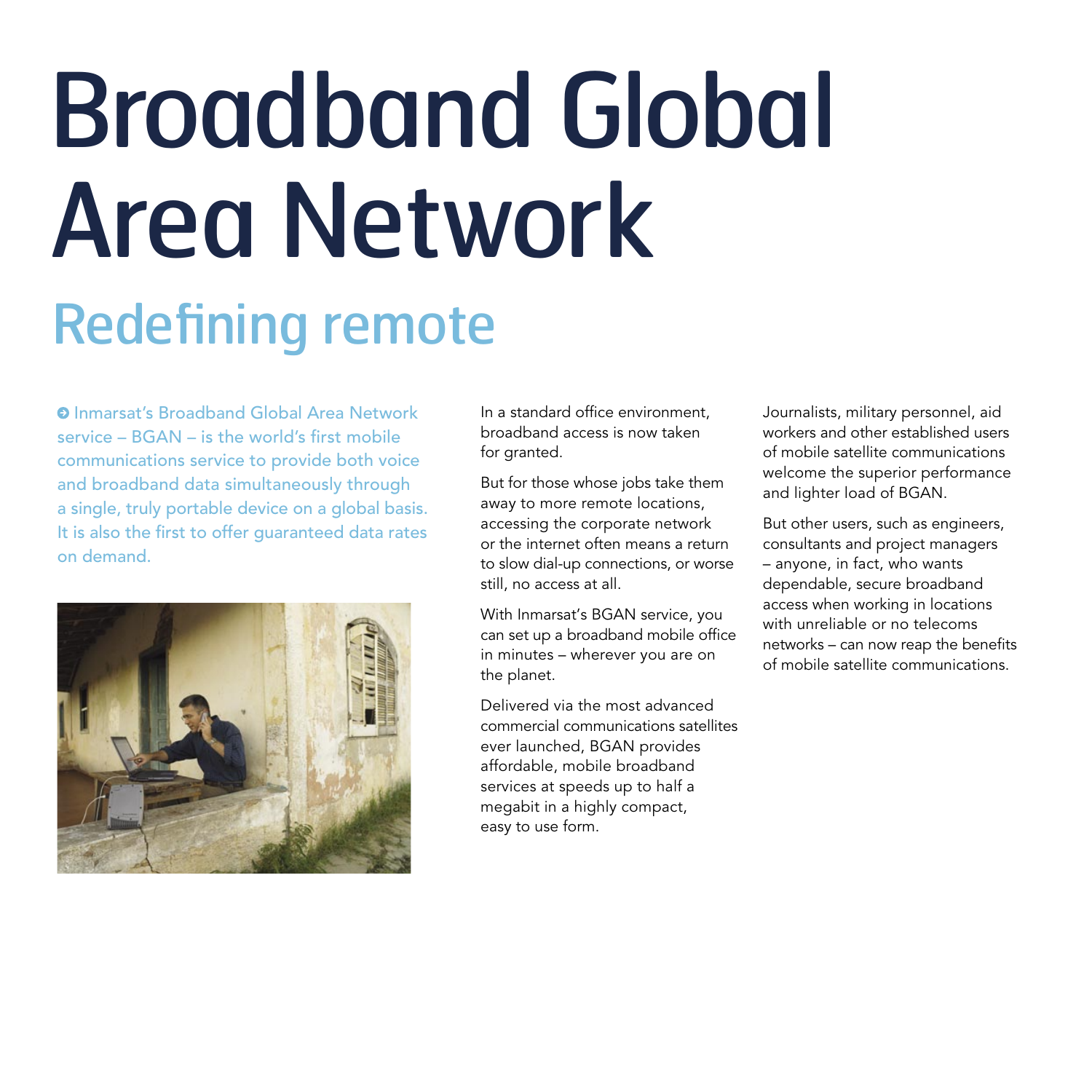# Broadband Global Area Network

## Redefining remote

Inmarsat's Broadband Global Area Network service – BGAN – is the world's first mobile communications service to provide both voice and broadband data simultaneously through a single, truly portable device on a global basis. It is also the first to offer guaranteed data rates on demand.

In a standard office environment, broadband access is now taken for granted.

But for those whose jobs take them away to more remote locations, accessing the corporate network or the internet often means a return to slow dial-up connections, or worse still, no access at all.

With Inmarsat's BGAN service, you can set up a broadband mobile office in minutes – wherever you are on the planet.

Delivered via the most advanced commercial communications satellites ever launched, BGAN provides affordable, mobile broadband services at speeds up to half a megabit in a highly compact, easy to use form.

Journalists, military personnel, aid workers and other established users of mobile satellite communications welcome the superior performance and lighter load of BGAN.

But other users, such as engineers, consultants and project managers – anyone, in fact, who wants dependable, secure broadband access when working in locations with unreliable or no telecoms networks – can now reap the benefits of mobile satellite communications.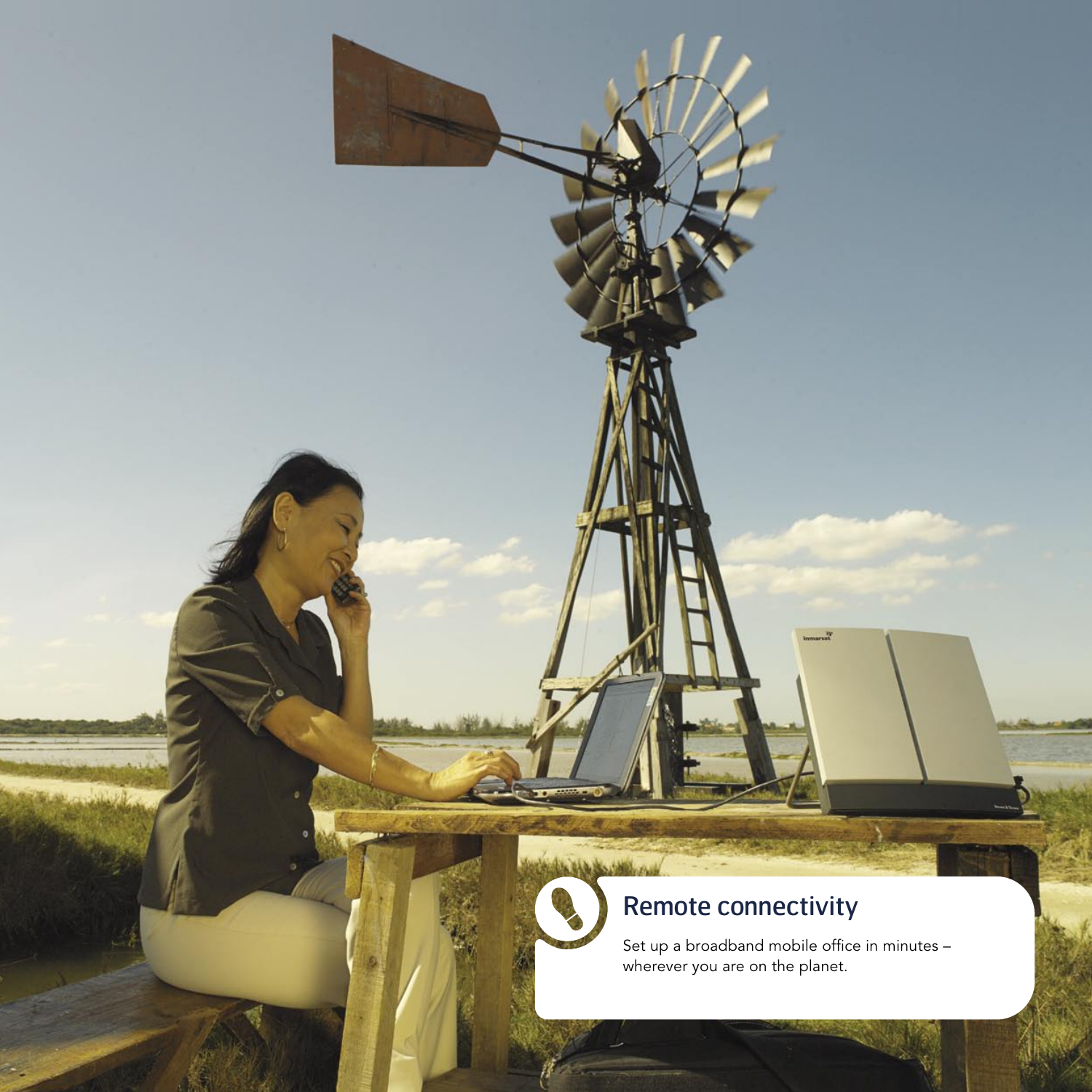## Remote connectivity

Set up a broadband mobile office in minutes – wherever you are on the planet.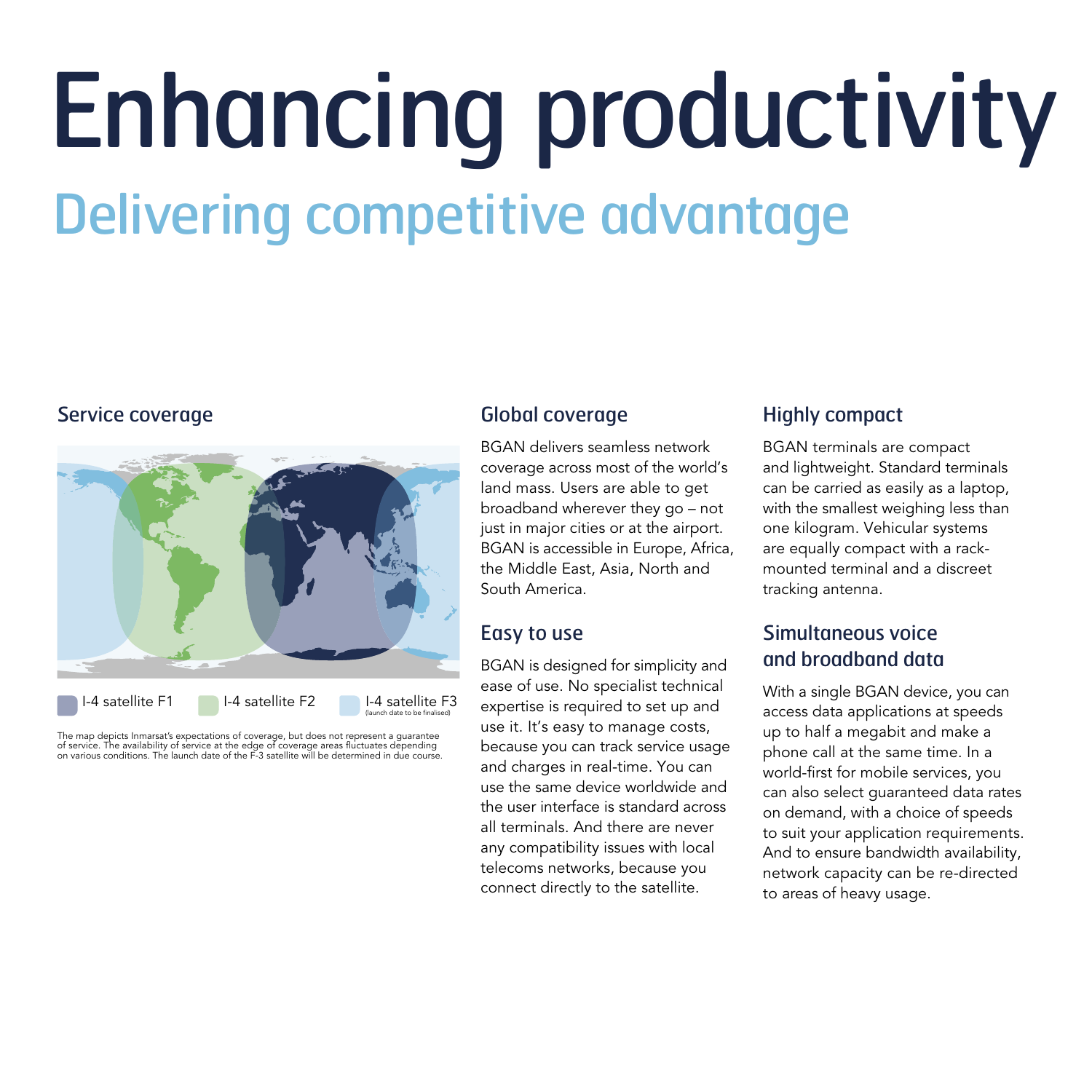# Enhancing productivity

## Delivering competitive advantage

### Service coverage

I-4 satellite F1

I-4 satellite F2

I-4 satellite F3 (launch date to be finalised)

The map depicts Inmarsat's expectations of coverage, but does not represent a guarantee of service. The availability of service at the edge of coverage areas fluctuates depending on various conditions. The launch date of the F-3 satellite will be determined in due course.

### Global coverage

BGAN delivers seamless network coverage across most of the world's land mass. Users are able to get broadband wherever they go – not just in major cities or at the airport. BGAN is accessible in Europe, Africa, the Middle East, Asia, North and South America.

### Easy to use

BGAN is designed for simplicity and ease of use. No specialist technical expertise is required to set up and use it. It's easy to manage costs, because you can track service usage and charges in real-time. You can use the same device worldwide and the user interface is standard across all terminals. And there are never any compatibility issues with local telecoms networks, because you connect directly to the satellite.

### Highly compact

BGAN terminals are compact and lightweight. Standard terminals can be carried as easily as a laptop, with the smallest weighing less than one kilogram. Vehicular systems are equally compact with a rack-mounted terminal and a discreet tracking antenna.

### Simultaneous voice and broadband data

With a single BGAN device, you can access data applications at speeds up to half a megabit and make a phone call at the same time. In a world-first for mobile services, you can also select guaranteed data rates on demand, with a choice of speeds to suit your application requirements. And to ensure bandwidth availability, network capacity can be re-directed to areas of heavy usage.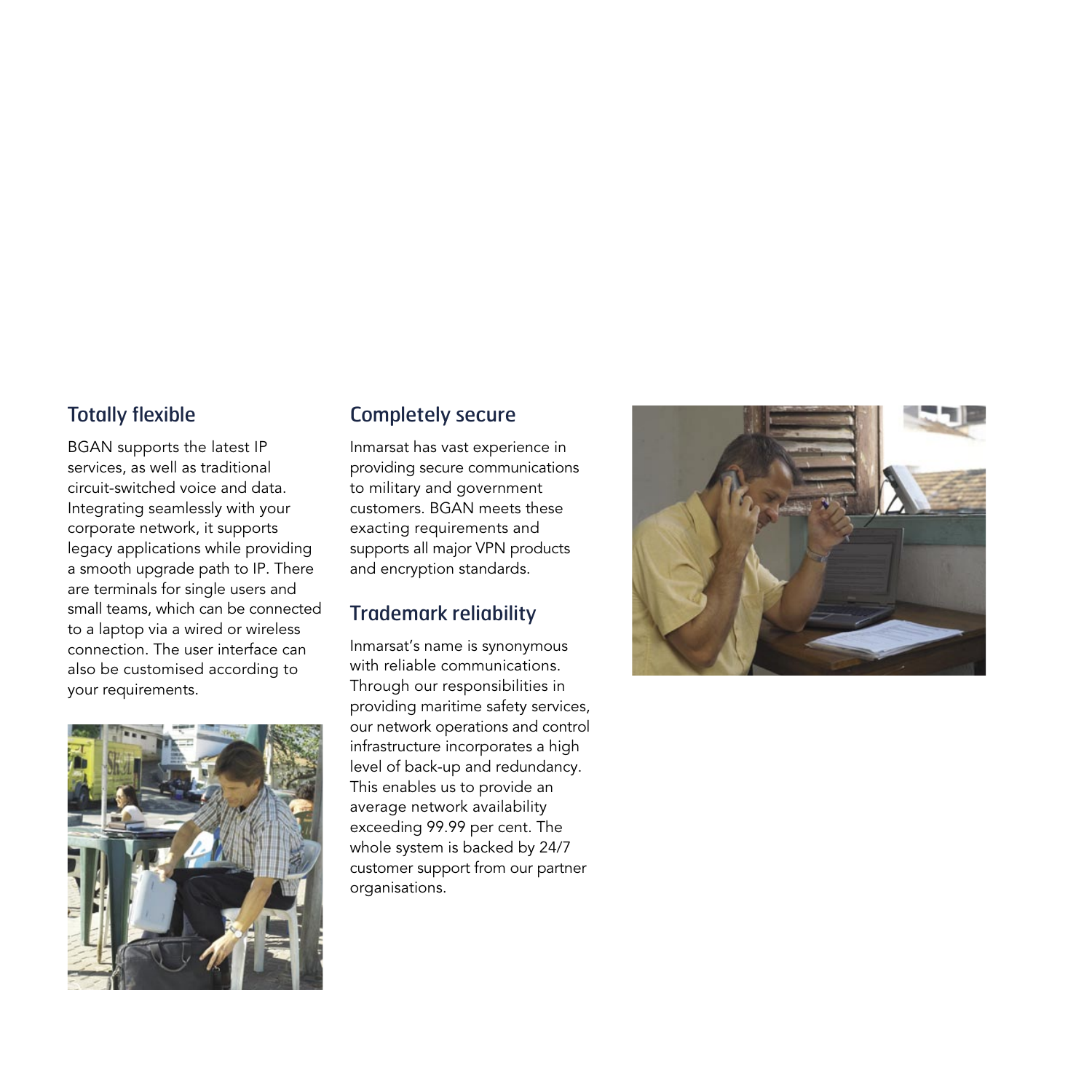## Totally flexible

BGAN supports the latest IP services, as well as traditional circuit-switched voice and data. Integrating seamlessly with your corporate network, it supports legacy applications while providing a smooth upgrade path to IP. There are terminals for single users and small teams, which can be connected to a laptop via a wired or wireless connection. The user interface can also be customised according to your requirements.

## Completely secure

Inmarsat has vast experience in providing secure communications to military and government customers. BGAN meets these exacting requirements and supports all major VPN products and encryption standards.

## Trademark reliability

Inmarsat's name is synonymous with reliable communications. Through our responsibilities in providing maritime safety services, our network operations and control infrastructure incorporates a high level of back-up and redundancy. This enables us to provide an average network availability exceeding 99.99 per cent. The whole system is backed by 24/7 customer support from our partner organisations.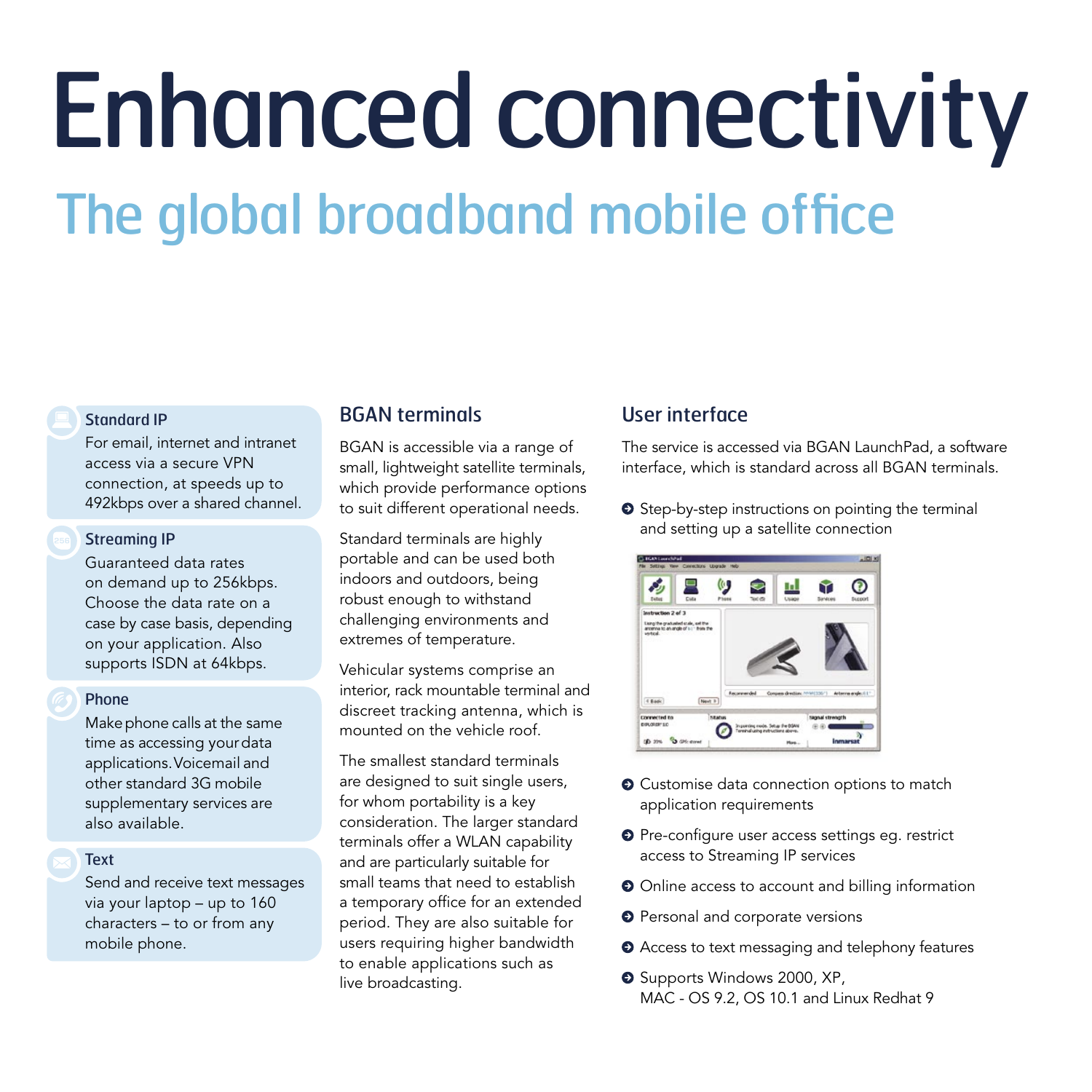# Enhanced connectivity

## The global broadband mobile office

### Standard IP

For email, internet and intranet access via a secure VPN connection, at speeds up to 492kbps over a shared channel.

### Streaming IP

Guaranteed data rates on demand up to 256kbps. Choose the data rate on a case by case basis, depending on your application. Also supports ISDN at 64kbps.

### Phone

Make phone calls at the same time as accessing your data applications. Voicemail and other standard 3G mobile supplementary services are also available.

### Text

Send and receive text messages via your laptop – up to 160 characters – to or from any mobile phone.

### BGAN terminals

BGAN is accessible via a range of small, lightweight satellite terminals, which provide performance options to suit different operational needs.

Standard terminals are highly portable and can be used both indoors and outdoors, being robust enough to withstand challenging environments and extremes of temperature.

Vehicular systems comprise an interior, rack mountable terminal and discreet tracking antenna, which is mounted on the vehicle roof.

The smallest standard terminals are designed to suit single users, for whom portability is a key consideration. The larger standard terminals offer a WLAN capability and are particularly suitable for small teams that need to establish a temporary office for an extended period. They are also suitable for users requiring higher bandwidth to enable applications such as live broadcasting.

### User interface

The service is accessed via BGAN LaunchPad, a software interface, which is standard across all BGAN terminals.

- Step-by-step instructions on pointing the terminal and setting up a satellite connection
- Customise data connection options to match application requirements
- Pre-configure user access settings eg. restrict access to Streaming IP services
- Online access to account and billing information
- Personal and corporate versions
- Access to text messaging and telephony features
- Supports Windows 2000, XP, MAC - OS 9.2, OS 10.1 and Linux Redhat 9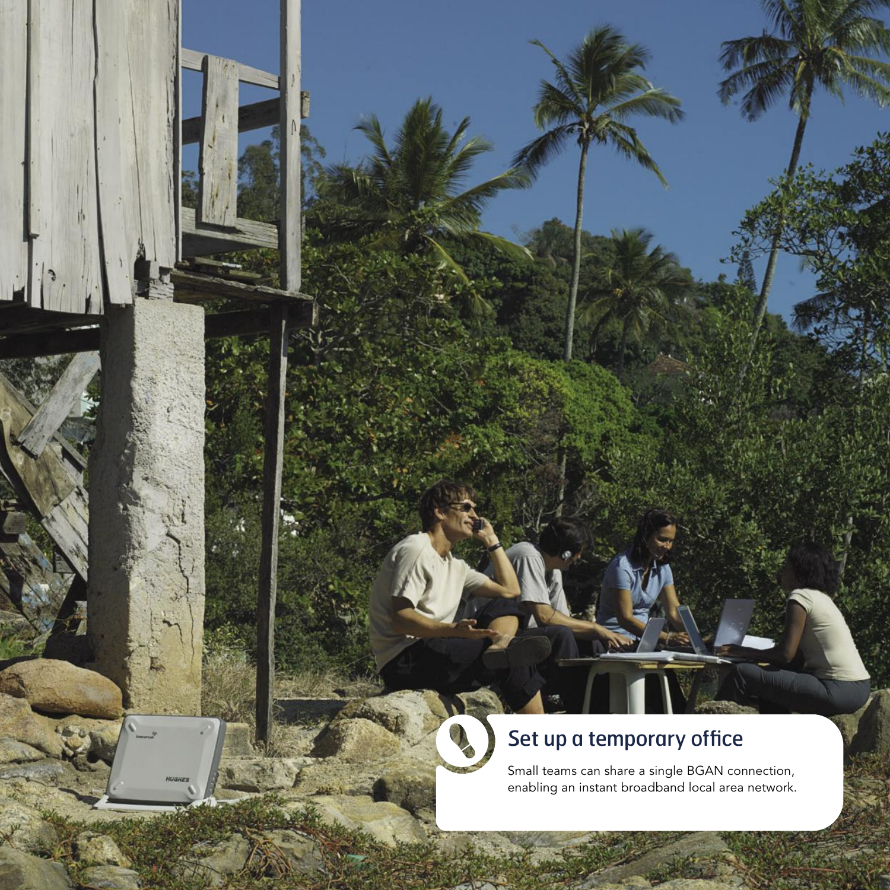## Set up a temporary office

Small teams can share a single BGAN connection, enabling an instant broadband local area network.